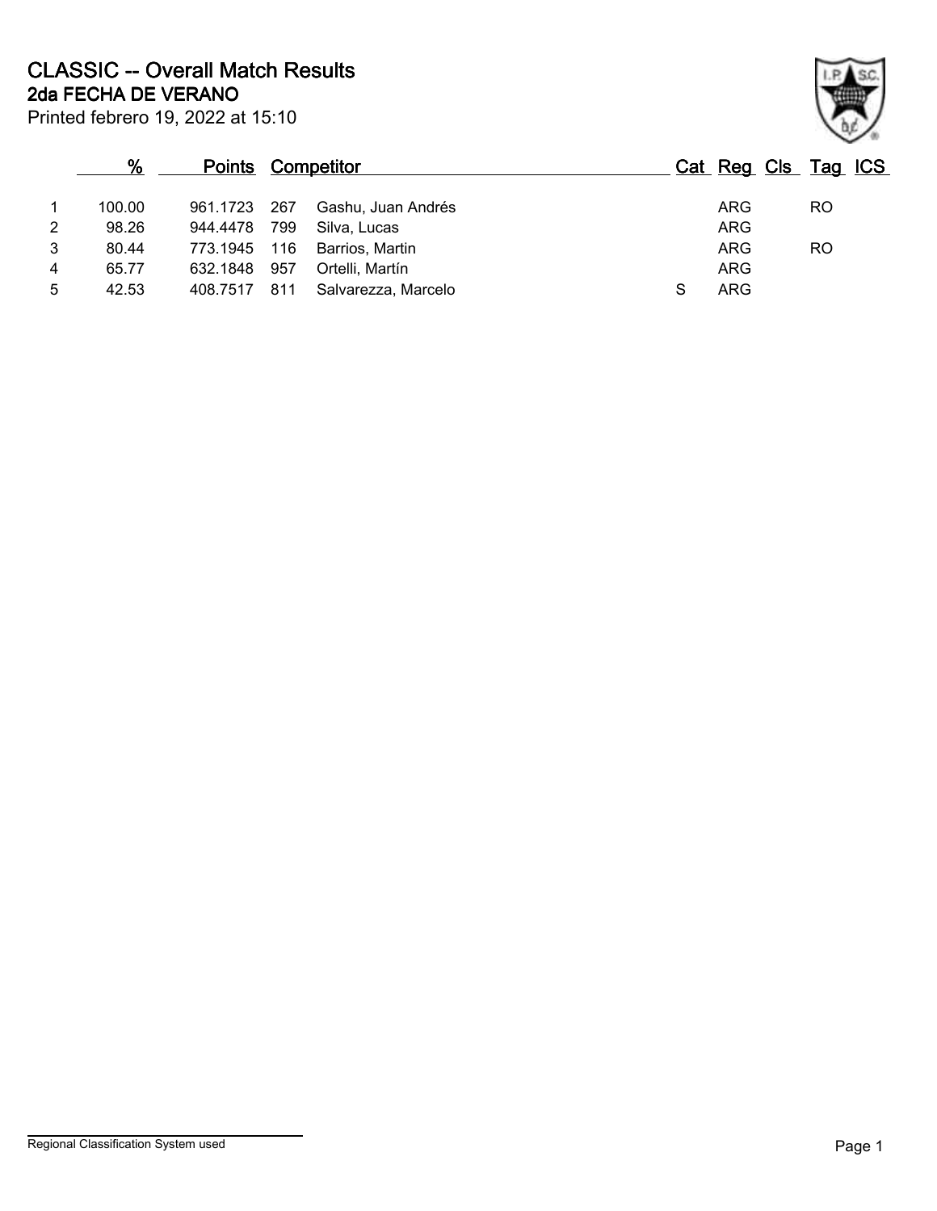# CLASSIC -- Overall Match Results

## 2da FECHA DE VERANO

Printed febrero 19, 2022 at 15:10

| | % | Points | | Competitor | Cat | Reg | Cls | Tag | ICS |
|---|---|---|---|---|---|---|---|---|---|
| 1 | 100.00 | 961.1723 | 267 | Gashu, Juan Andrés | | ARG | | RO | |
| 2 | 98.26 | 944.4478 | 799 | Silva, Lucas | | ARG | | | |
| 3 | 80.44 | 773.1945 | 116 | Barrios, Martin | | ARG | | RO | |
| 4 | 65.77 | 632.1848 | 957 | Ortelli, Martín | | ARG | | | |
| 5 | 42.53 | 408.7517 | 811 | Salvarezza, Marcelo | S | ARG | | | |

Regional Classification System used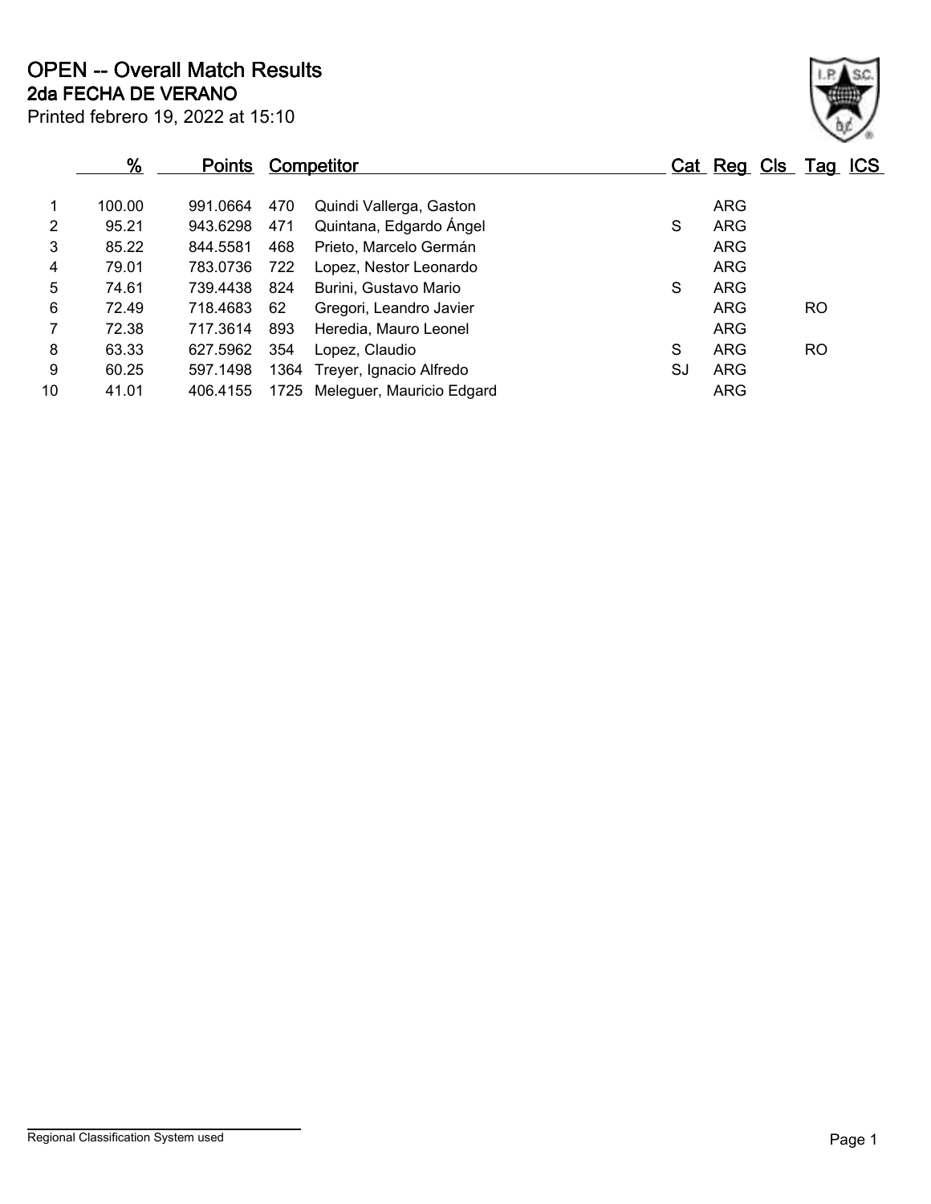# OPEN -- Overall Match Results

## 2da FECHA DE VERANO

Printed febrero 19, 2022 at 15:10

| | % | Points | Competitor | | Cat | Reg | Cls | Tag | ICS |
|---|---|---|---|---|---|---|---|---|---|
| 1 | 100.00 | 991.0664 | 470 | Quindi Vallerga, Gaston | | ARG | | | |
| 2 | 95.21 | 943.6298 | 471 | Quintana, Edgardo Ángel | S | ARG | | | |
| 3 | 85.22 | 844.5581 | 468 | Prieto, Marcelo Germán | | ARG | | | |
| 4 | 79.01 | 783.0736 | 722 | Lopez, Nestor Leonardo | | ARG | | | |
| 5 | 74.61 | 739.4438 | 824 | Burini, Gustavo Mario | S | ARG | | | |
| 6 | 72.49 | 718.4683 | 62 | Gregori, Leandro Javier | | ARG | | RO | |
| 7 | 72.38 | 717.3614 | 893 | Heredia, Mauro Leonel | | ARG | | | |
| 8 | 63.33 | 627.5962 | 354 | Lopez, Claudio | S | ARG | | RO | |
| 9 | 60.25 | 597.1498 | 1364 | Treyer, Ignacio Alfredo | SJ | ARG | | | |
| 10 | 41.01 | 406.4155 | 1725 | Meleguer, Mauricio Edgard | | ARG | | | |

Regional Classification System used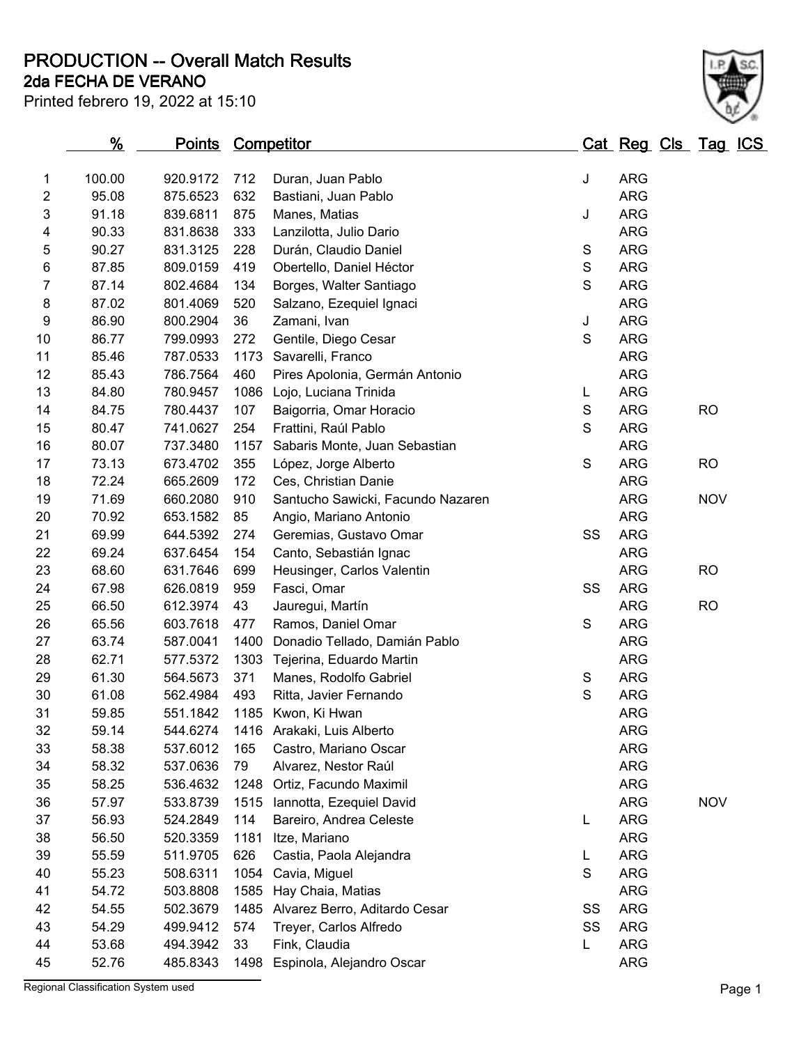# PRODUCTION -- Overall Match Results

## 2da FECHA DE VERANO

Printed febrero 19, 2022 at 15:10

| | % | Points | Competitor | | Cat | Reg | Cls | Tag | ICS |
|---|---|---|---|---|---|---|---|---|---|
| 1 | 100.00 | 920.9172 | 712 | Duran, Juan Pablo | J | ARG | | | |
| 2 | 95.08 | 875.6523 | 632 | Bastiani, Juan Pablo | | ARG | | | |
| 3 | 91.18 | 839.6811 | 875 | Manes, Matias | J | ARG | | | |
| 4 | 90.33 | 831.8638 | 333 | Lanzilotta, Julio Dario | | ARG | | | |
| 5 | 90.27 | 831.3125 | 228 | Durán, Claudio Daniel | S | ARG | | | |
| 6 | 87.85 | 809.0159 | 419 | Obertello, Daniel Héctor | S | ARG | | | |
| 7 | 87.14 | 802.4684 | 134 | Borges, Walter Santiago | S | ARG | | | |
| 8 | 87.02 | 801.4069 | 520 | Salzano, Ezequiel Ignaci | | ARG | | | |
| 9 | 86.90 | 800.2904 | 36 | Zamani, Ivan | J | ARG | | | |
| 10 | 86.77 | 799.0993 | 272 | Gentile, Diego Cesar | S | ARG | | | |
| 11 | 85.46 | 787.0533 | 1173 | Savarelli, Franco | | ARG | | | |
| 12 | 85.43 | 786.7564 | 460 | Pires Apolonia, Germán Antonio | | ARG | | | |
| 13 | 84.80 | 780.9457 | 1086 | Lojo, Luciana Trinida | L | ARG | | | |
| 14 | 84.75 | 780.4437 | 107 | Baigorria, Omar Horacio | S | ARG | | RO | |
| 15 | 80.47 | 741.0627 | 254 | Frattini, Raúl Pablo | S | ARG | | | |
| 16 | 80.07 | 737.3480 | 1157 | Sabaris Monte, Juan Sebastian | | ARG | | | |
| 17 | 73.13 | 673.4702 | 355 | López, Jorge Alberto | S | ARG | | RO | |
| 18 | 72.24 | 665.2609 | 172 | Ces, Christian Danie | | ARG | | | |
| 19 | 71.69 | 660.2080 | 910 | Santucho Sawicki, Facundo Nazaren | | ARG | | NOV | |
| 20 | 70.92 | 653.1582 | 85 | Angio, Mariano Antonio | | ARG | | | |
| 21 | 69.99 | 644.5392 | 274 | Geremias, Gustavo Omar | SS | ARG | | | |
| 22 | 69.24 | 637.6454 | 154 | Canto, Sebastián Ignac | | ARG | | | |
| 23 | 68.60 | 631.7646 | 699 | Heusinger, Carlos Valentin | | ARG | | RO | |
| 24 | 67.98 | 626.0819 | 959 | Fasci, Omar | SS | ARG | | | |
| 25 | 66.50 | 612.3974 | 43 | Jauregui, Martín | | ARG | | RO | |
| 26 | 65.56 | 603.7618 | 477 | Ramos, Daniel Omar | S | ARG | | | |
| 27 | 63.74 | 587.0041 | 1400 | Donadio Tellado, Damián Pablo | | ARG | | | |
| 28 | 62.71 | 577.5372 | 1303 | Tejerina, Eduardo Martin | | ARG | | | |
| 29 | 61.30 | 564.5673 | 371 | Manes, Rodolfo Gabriel | S | ARG | | | |
| 30 | 61.08 | 562.4984 | 493 | Ritta, Javier Fernando | S | ARG | | | |
| 31 | 59.85 | 551.1842 | 1185 | Kwon, Ki Hwan | | ARG | | | |
| 32 | 59.14 | 544.6274 | 1416 | Arakaki, Luis Alberto | | ARG | | | |
| 33 | 58.38 | 537.6012 | 165 | Castro, Mariano Oscar | | ARG | | | |
| 34 | 58.32 | 537.0636 | 79 | Alvarez, Nestor Raúl | | ARG | | | |
| 35 | 58.25 | 536.4632 | 1248 | Ortiz, Facundo Maximil | | ARG | | | |
| 36 | 57.97 | 533.8739 | 1515 | Iannotta, Ezequiel David | | ARG | | NOV | |
| 37 | 56.93 | 524.2849 | 114 | Bareiro, Andrea Celeste | L | ARG | | | |
| 38 | 56.50 | 520.3359 | 1181 | Itze, Mariano | | ARG | | | |
| 39 | 55.59 | 511.9705 | 626 | Castia, Paola Alejandra | L | ARG | | | |
| 40 | 55.23 | 508.6311 | 1054 | Cavia, Miguel | S | ARG | | | |
| 41 | 54.72 | 503.8808 | 1585 | Hay Chaia, Matias | | ARG | | | |
| 42 | 54.55 | 502.3679 | 1485 | Alvarez Berro, Aditardo Cesar | SS | ARG | | | |
| 43 | 54.29 | 499.9412 | 574 | Treyer, Carlos Alfredo | SS | ARG | | | |
| 44 | 53.68 | 494.3942 | 33 | Fink, Claudia | L | ARG | | | |
| 45 | 52.76 | 485.8343 | 1498 | Espinola, Alejandro Oscar | | ARG | | | |

Regional Classification System used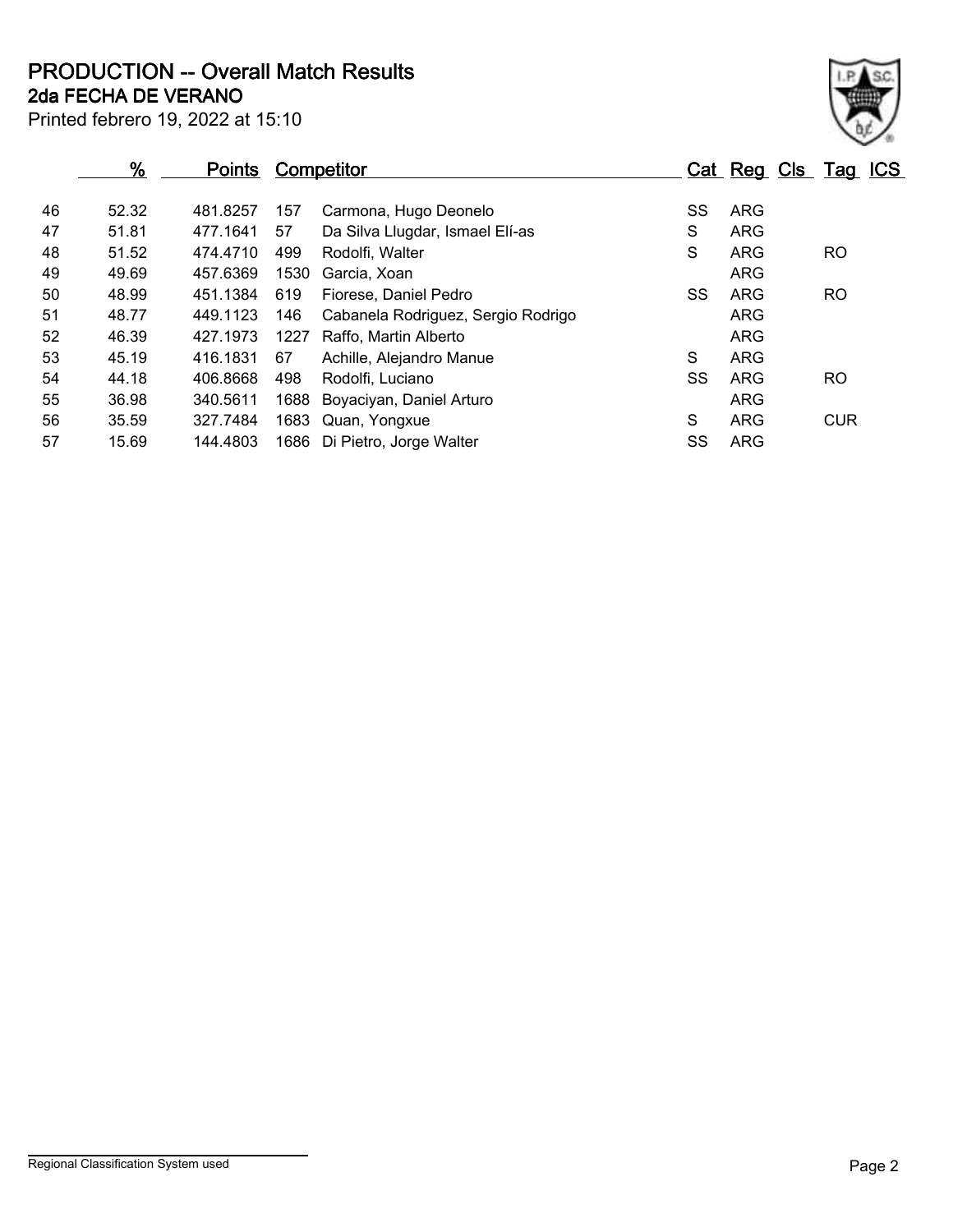# PRODUCTION -- Overall Match Results
## 2da FECHA DE VERANO

Printed febrero 19, 2022 at 15:10

| | % | Points | Competitor | | Cat | Reg | Cls | Tag | ICS |
|---|---|---|---|---|---|---|---|---|---|
| 46 | 52.32 | 481.8257 | 157 | Carmona, Hugo Deonelo | SS | ARG | | | |
| 47 | 51.81 | 477.1641 | 57 | Da Silva Llugdar, Ismael Elí-as | S | ARG | | | |
| 48 | 51.52 | 474.4710 | 499 | Rodolfi, Walter | S | ARG | | RO | |
| 49 | 49.69 | 457.6369 | 1530 | Garcia, Xoan | | ARG | | | |
| 50 | 48.99 | 451.1384 | 619 | Fiorese, Daniel Pedro | SS | ARG | | RO | |
| 51 | 48.77 | 449.1123 | 146 | Cabanela Rodriguez, Sergio Rodrigo | | ARG | | | |
| 52 | 46.39 | 427.1973 | 1227 | Raffo, Martin Alberto | | ARG | | | |
| 53 | 45.19 | 416.1831 | 67 | Achille, Alejandro Manue | S | ARG | | | |
| 54 | 44.18 | 406.8668 | 498 | Rodolfi, Luciano | SS | ARG | | RO | |
| 55 | 36.98 | 340.5611 | 1688 | Boyaciyan, Daniel Arturo | | ARG | | | |
| 56 | 35.59 | 327.7484 | 1683 | Quan, Yongxue | S | ARG | | CUR | |
| 57 | 15.69 | 144.4803 | 1686 | Di Pietro, Jorge Walter | SS | ARG | | | |

Regional Classification System used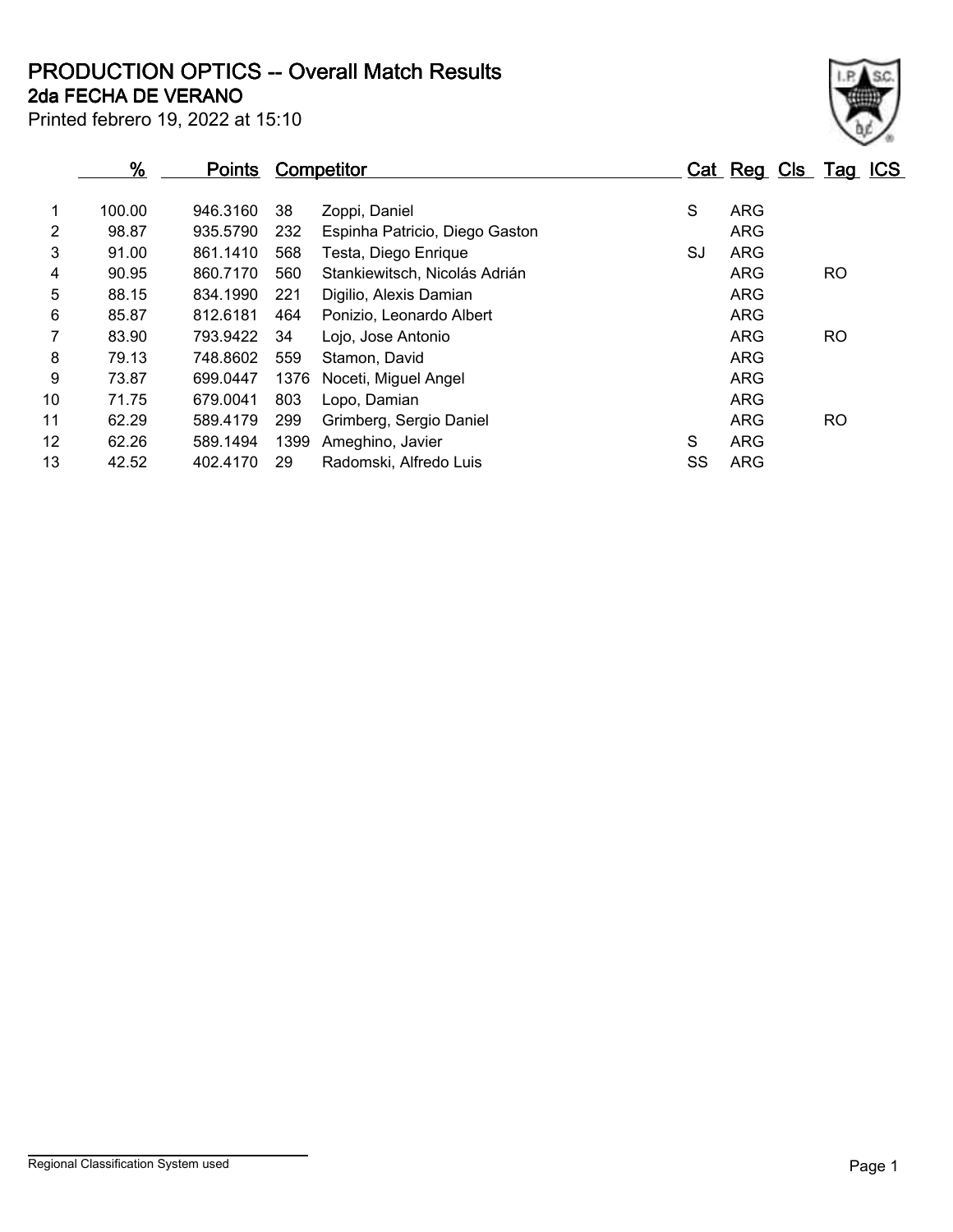# PRODUCTION OPTICS -- Overall Match Results

## 2da FECHA DE VERANO

Printed febrero 19, 2022 at 15:10

| | % | Points | Competitor | | Cat | Reg | Cls | Tag | ICS |
|---|---|---|---|---|---|---|---|---|---|
| 1 | 100.00 | 946.3160 | 38 | Zoppi, Daniel | S | ARG | | | |
| 2 | 98.87 | 935.5790 | 232 | Espinha Patricio, Diego Gaston | | ARG | | | |
| 3 | 91.00 | 861.1410 | 568 | Testa, Diego Enrique | SJ | ARG | | | |
| 4 | 90.95 | 860.7170 | 560 | Stankiewitsch, Nicolás Adrián | | ARG | | RO | |
| 5 | 88.15 | 834.1990 | 221 | Digilio, Alexis Damian | | ARG | | | |
| 6 | 85.87 | 812.6181 | 464 | Ponizio, Leonardo Albert | | ARG | | | |
| 7 | 83.90 | 793.9422 | 34 | Lojo, Jose Antonio | | ARG | | RO | |
| 8 | 79.13 | 748.8602 | 559 | Stamon, David | | ARG | | | |
| 9 | 73.87 | 699.0447 | 1376 | Noceti, Miguel Angel | | ARG | | | |
| 10 | 71.75 | 679.0041 | 803 | Lopo, Damian | | ARG | | | |
| 11 | 62.29 | 589.4179 | 299 | Grimberg, Sergio Daniel | | ARG | | RO | |
| 12 | 62.26 | 589.1494 | 1399 | Ameghino, Javier | S | ARG | | | |
| 13 | 42.52 | 402.4170 | 29 | Radomski, Alfredo Luis | SS | ARG | | | |

Regional Classification System used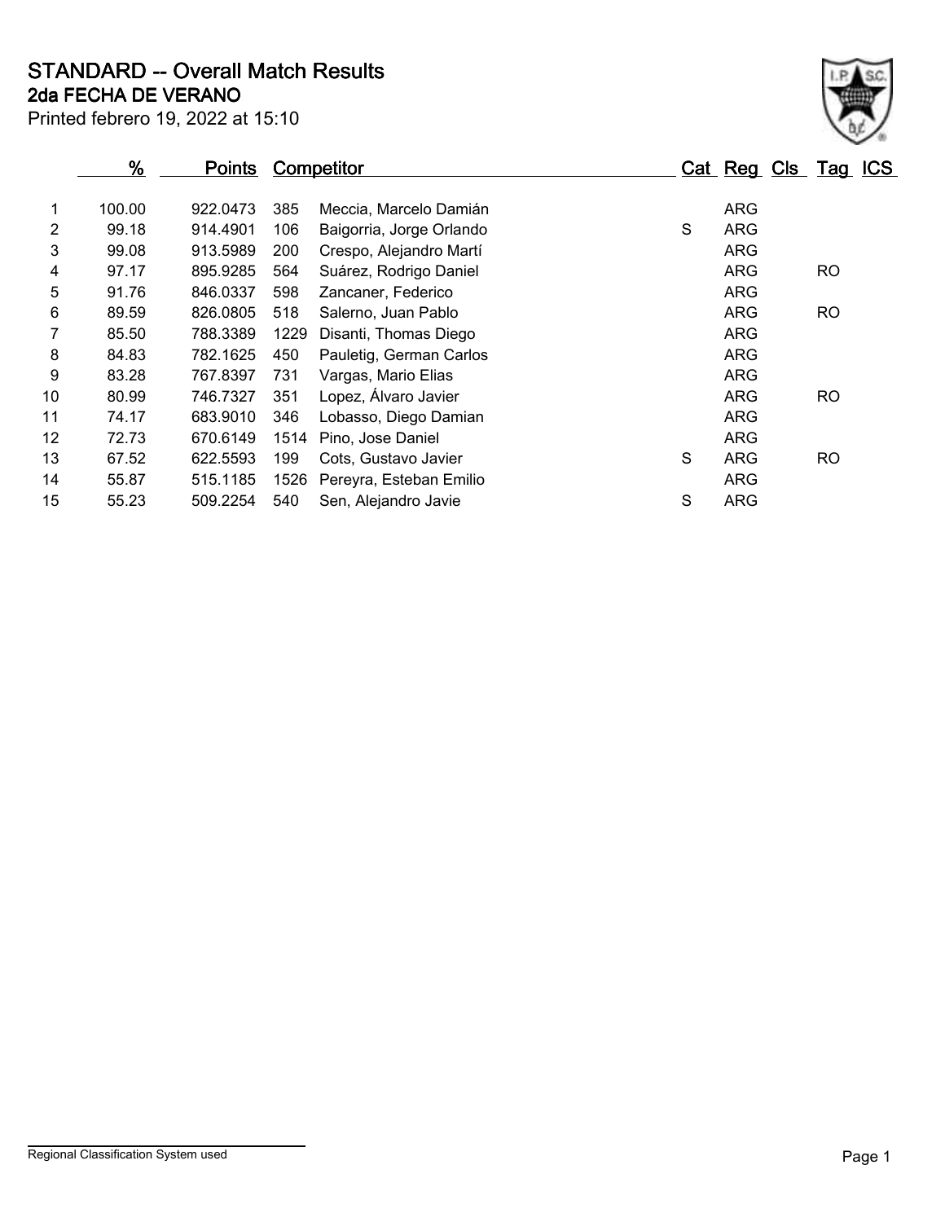# STANDARD -- Overall Match Results

## 2da FECHA DE VERANO

Printed febrero 19, 2022 at 15:10

| | % | Points | Competitor | | Cat | Reg | Cls | Tag | ICS |
|---|---|---|---|---|---|---|---|---|---|
| 1 | 100.00 | 922.0473 | 385 | Meccia, Marcelo Damián | | ARG | | | |
| 2 | 99.18 | 914.4901 | 106 | Baigorria, Jorge Orlando | S | ARG | | | |
| 3 | 99.08 | 913.5989 | 200 | Crespo, Alejandro Martí | | ARG | | | |
| 4 | 97.17 | 895.9285 | 564 | Suárez, Rodrigo Daniel | | ARG | | RO | |
| 5 | 91.76 | 846.0337 | 598 | Zancaner, Federico | | ARG | | | |
| 6 | 89.59 | 826.0805 | 518 | Salerno, Juan Pablo | | ARG | | RO | |
| 7 | 85.50 | 788.3389 | 1229 | Disanti, Thomas Diego | | ARG | | | |
| 8 | 84.83 | 782.1625 | 450 | Pauletig, German Carlos | | ARG | | | |
| 9 | 83.28 | 767.8397 | 731 | Vargas, Mario Elias | | ARG | | | |
| 10 | 80.99 | 746.7327 | 351 | Lopez, Álvaro Javier | | ARG | | RO | |
| 11 | 74.17 | 683.9010 | 346 | Lobasso, Diego Damian | | ARG | | | |
| 12 | 72.73 | 670.6149 | 1514 | Pino, Jose Daniel | | ARG | | | |
| 13 | 67.52 | 622.5593 | 199 | Cots, Gustavo Javier | S | ARG | | RO | |
| 14 | 55.87 | 515.1185 | 1526 | Pereyra, Esteban Emilio | | ARG | | | |
| 15 | 55.23 | 509.2254 | 540 | Sen, Alejandro Javie | S | ARG | | | |

Regional Classification System used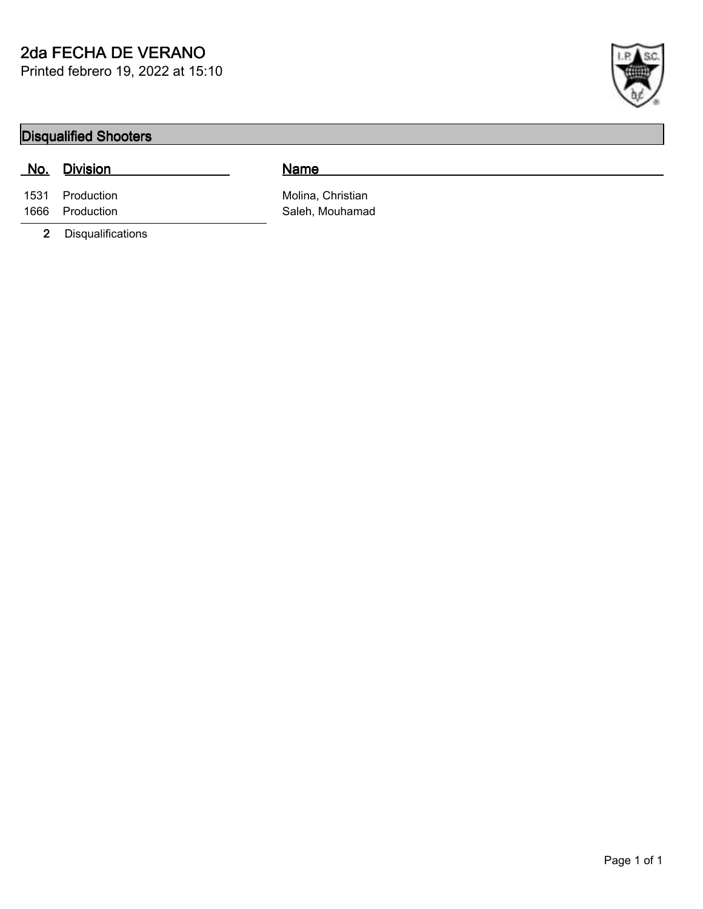# 2da FECHA DE VERANO

Printed febrero 19, 2022 at 15:10

## Disqualified Shooters

| No. | Division | Name |
|---|---|---|
| 1531 | Production | Molina, Christian |
| 1666 | Production | Saleh, Mouhamad |

**2** Disqualifications